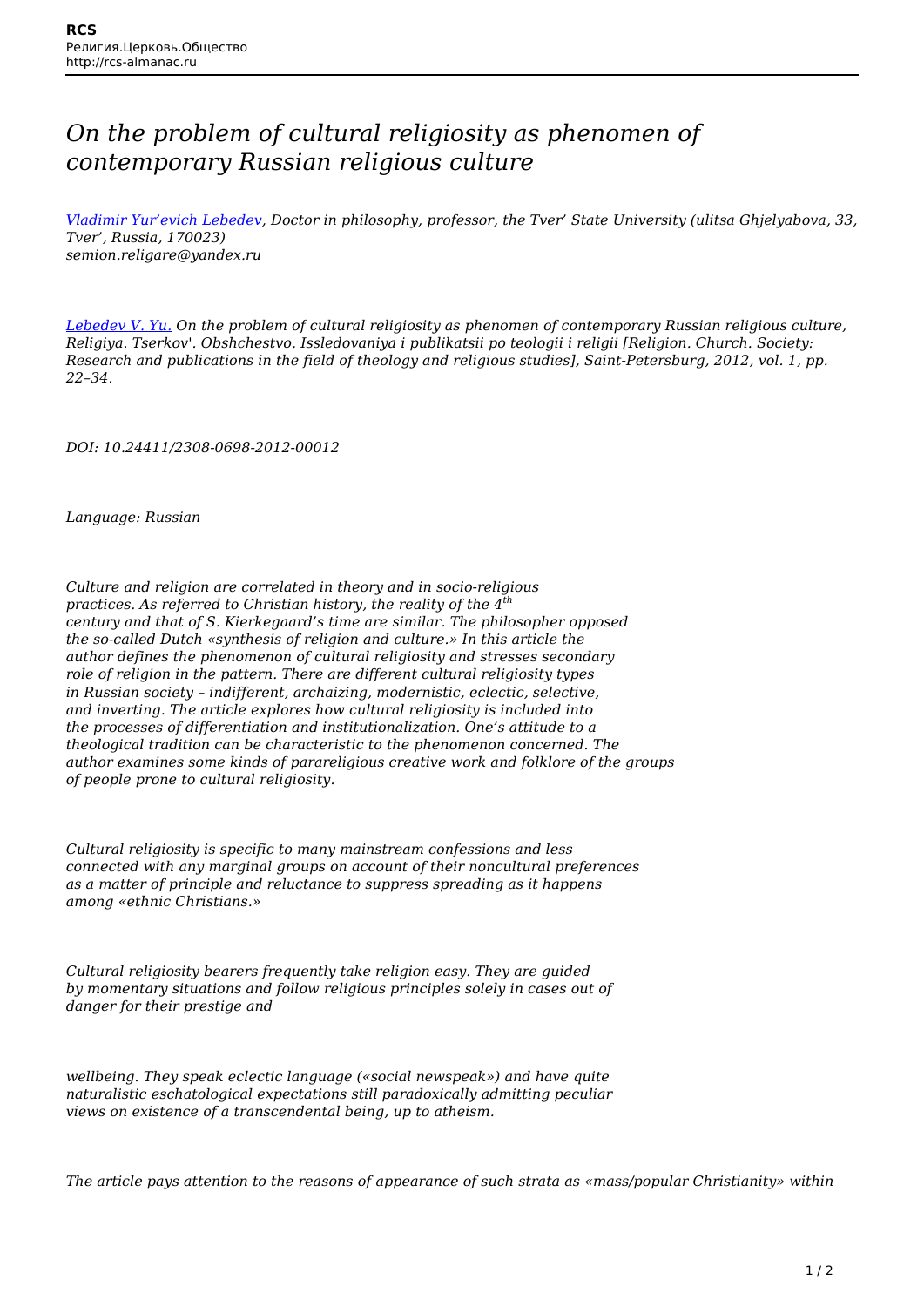# *On the problem of cultural religiosity as phenomen of contemporary Russian religious culture*

*Vladimir Yur'evich Lebedev, Doctor in philosophy, professor, the Tver' State University (ulitsa Ghjelyabova, 33, Tver', Russia, 170023)*
*semion.religare@yandex.ru*

*Lebedev V. Yu. On the problem of cultural religiosity as phenomen of contemporary Russian religious culture, Religiya. Tserkov'. Obshchestvo. Issledovaniya i publikatsii po teologii i religii [Religion. Church. Society: Research and publications in the field of theology and religious studies], Saint-Petersburg, 2012, vol. 1, pp. 22–34.*

*DOI: 10.24411/2308-0698-2012-00012*

*Language: Russian*

*Culture and religion are correlated in theory and in socio-religious practices. As referred to Christian history, the reality of the 4th century and that of S. Kierkegaard's time are similar. The philosopher opposed the so-called Dutch «synthesis of religion and culture.» In this article the author defines the phenomenon of cultural religiosity and stresses secondary role of religion in the pattern. There are different cultural religiosity types in Russian society – indifferent, archaizing, modernistic, eclectic, selective, and inverting. The article explores how cultural religiosity is included into the processes of differentiation and institutionalization. One's attitude to a theological tradition can be characteristic to the phenomenon concerned. The author examines some kinds of parareligious creative work and folklore of the groups of people prone to cultural religiosity.*

*Cultural religiosity is specific to many mainstream confessions and less connected with any marginal groups on account of their noncultural preferences as a matter of principle and reluctance to suppress spreading as it happens among «ethnic Christians.»*

*Cultural religiosity bearers frequently take religion easy. They are guided by momentary situations and follow religious principles solely in cases out of danger for their prestige and*

*wellbeing. They speak eclectic language («social newspeak») and have quite naturalistic eschatological expectations still paradoxically admitting peculiar views on existence of a transcendental being, up to atheism.*

*The article pays attention to the reasons of appearance of such strata as «mass/popular Christianity» within*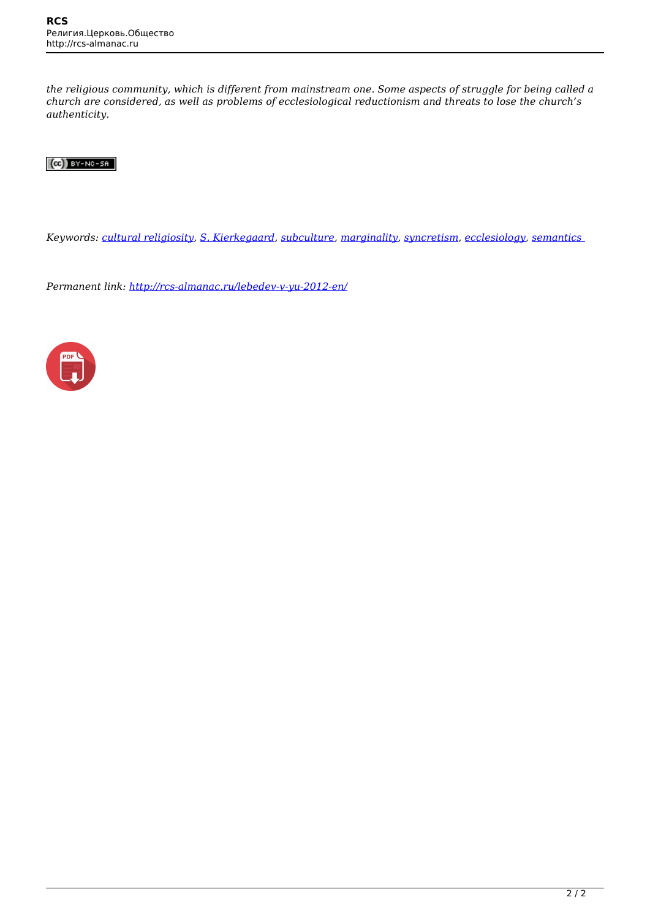*the religious community, which is different from mainstream one. Some aspects of struggle for being called a church are considered, as well as problems of ecclesiological reductionism and threats to lose the church's authenticity.*

*Keywords:* cultural religiosity, S. Kierkegaard, subculture, marginality, syncretism, ecclesiology, semantics

*Permanent link:* http://rcs-almanac.ru/lebedev-v-yu-2012-en/